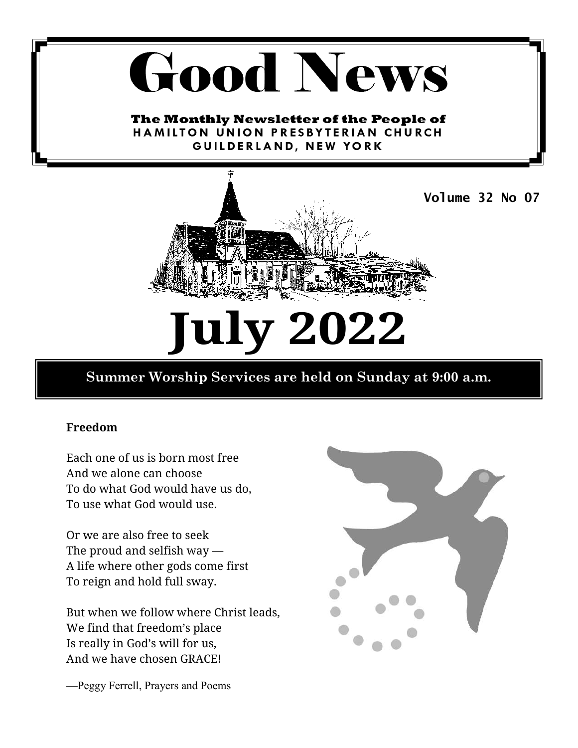# Good News

**The Monthly Newsletter of the People of**
**HAMILTON UNION PRESBYTERIAN CHURCH**
**GUILDERLAND, NEW YORK**

**Volume 32 No 07**

# July 2022

**Summer Worship Services are held on Sunday at 9:00 a.m.**

**Freedom**

Each one of us is born most free
And we alone can choose
To do what God would have us do,
To use what God would use.

Or we are also free to seek
The proud and selfish way —
A life where other gods come first
To reign and hold full sway.

But when we follow where Christ leads,
We find that freedom's place
Is really in God's will for us,
And we have chosen GRACE!

—Peggy Ferrell, Prayers and Poems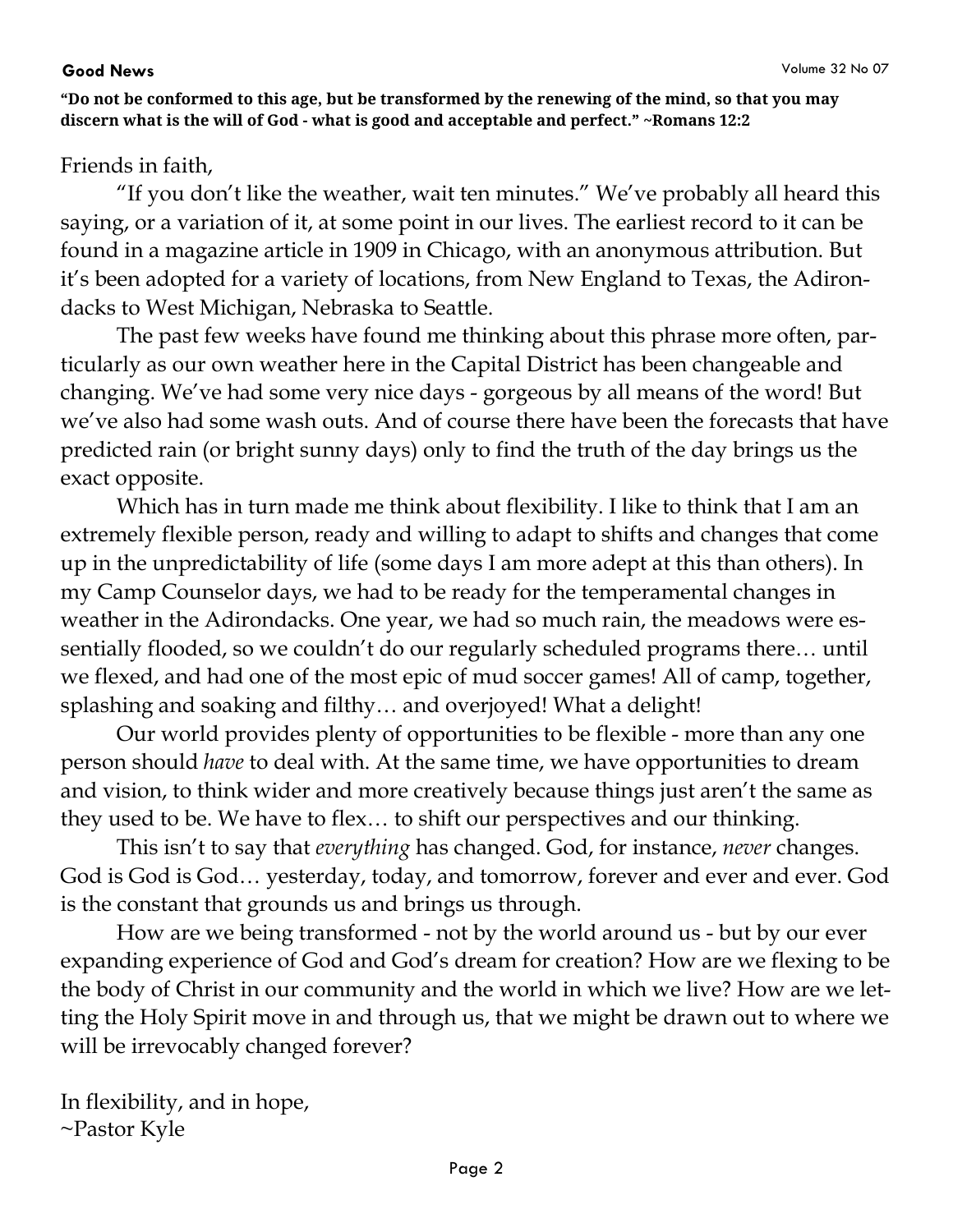**"Do not be conformed to this age, but be transformed by the renewing of the mind, so that you may discern what is the will of God - what is good and acceptable and perfect." ~Romans 12:2**

Friends in faith,

"If you don't like the weather, wait ten minutes." We've probably all heard this saying, or a variation of it, at some point in our lives. The earliest record to it can be found in a magazine article in 1909 in Chicago, with an anonymous attribution. But it's been adopted for a variety of locations, from New England to Texas, the Adirondacks to West Michigan, Nebraska to Seattle.

The past few weeks have found me thinking about this phrase more often, particularly as our own weather here in the Capital District has been changeable and changing. We've had some very nice days - gorgeous by all means of the word! But we've also had some wash outs. And of course there have been the forecasts that have predicted rain (or bright sunny days) only to find the truth of the day brings us the exact opposite.

Which has in turn made me think about flexibility. I like to think that I am an extremely flexible person, ready and willing to adapt to shifts and changes that come up in the unpredictability of life (some days I am more adept at this than others). In my Camp Counselor days, we had to be ready for the temperamental changes in weather in the Adirondacks. One year, we had so much rain, the meadows were essentially flooded, so we couldn't do our regularly scheduled programs there… until we flexed, and had one of the most epic of mud soccer games! All of camp, together, splashing and soaking and filthy… and overjoyed! What a delight!

Our world provides plenty of opportunities to be flexible - more than any one person should *have* to deal with. At the same time, we have opportunities to dream and vision, to think wider and more creatively because things just aren't the same as they used to be. We have to flex… to shift our perspectives and our thinking.

This isn't to say that *everything* has changed. God, for instance, *never* changes. God is God is God… yesterday, today, and tomorrow, forever and ever and ever. God is the constant that grounds us and brings us through.

How are we being transformed - not by the world around us - but by our ever expanding experience of God and God's dream for creation? How are we flexing to be the body of Christ in our community and the world in which we live? How are we letting the Holy Spirit move in and through us, that we might be drawn out to where we will be irrevocably changed forever?

In flexibility, and in hope,
~Pastor Kyle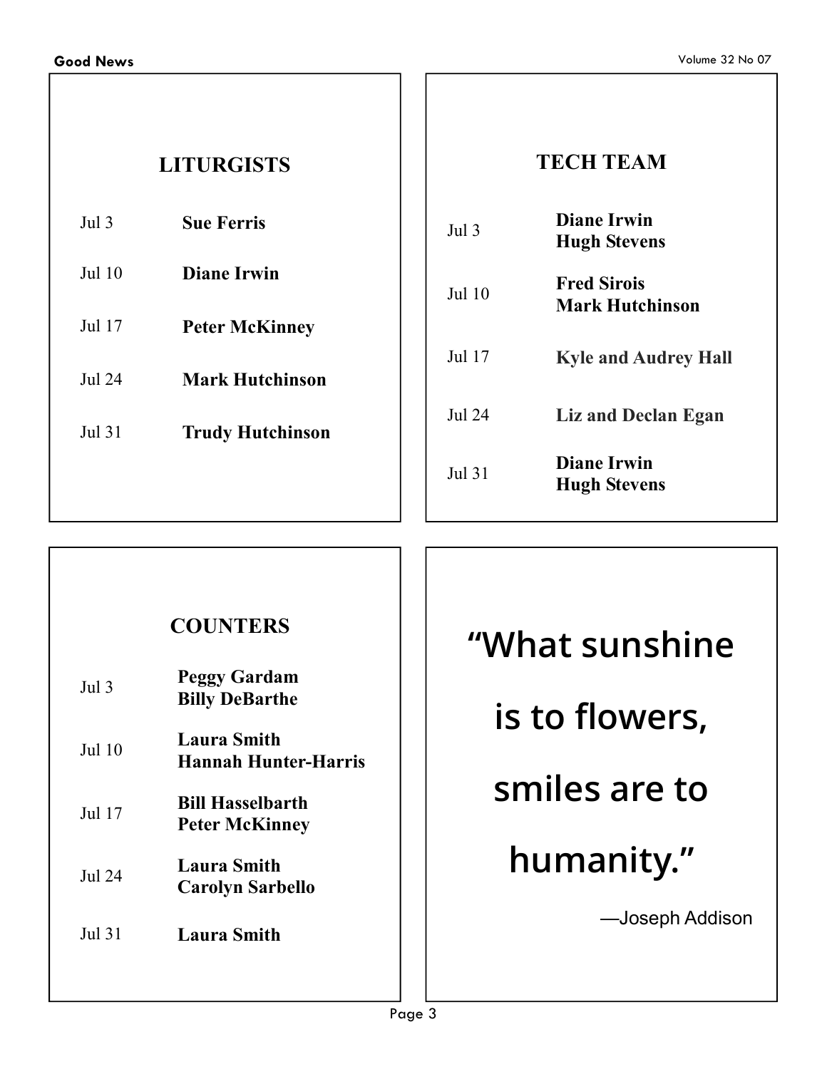## LITURGISTS

| Date | Liturgist |
|---|---|
| Jul 3 | **Sue Ferris** |
| Jul 10 | **Diane Irwin** |
| Jul 17 | **Peter McKinney** |
| Jul 24 | **Mark Hutchinson** |
| Jul 31 | **Trudy Hutchinson** |

## TECH TEAM

| Date | Tech Team |
|---|---|
| Jul 3 | **Diane Irwin**<br>**Hugh Stevens** |
| Jul 10 | **Fred Sirois**<br>**Mark Hutchinson** |
| Jul 17 | **Kyle and Audrey Hall** |
| Jul 24 | **Liz and Declan Egan** |
| Jul 31 | **Diane Irwin**<br>**Hugh Stevens** |

## COUNTERS

| Date | Counters |
|---|---|
| Jul 3 | **Peggy Gardam**<br>**Billy DeBarthe** |
| Jul 10 | **Laura Smith**<br>**Hannah Hunter-Harris** |
| Jul 17 | **Bill Hasselbarth**<br>**Peter McKinney** |
| Jul 24 | **Laura Smith**<br>**Carolyn Sarbello** |
| Jul 31 | **Laura Smith** |

**"What sunshine is to flowers, smiles are to humanity."**

—Joseph Addison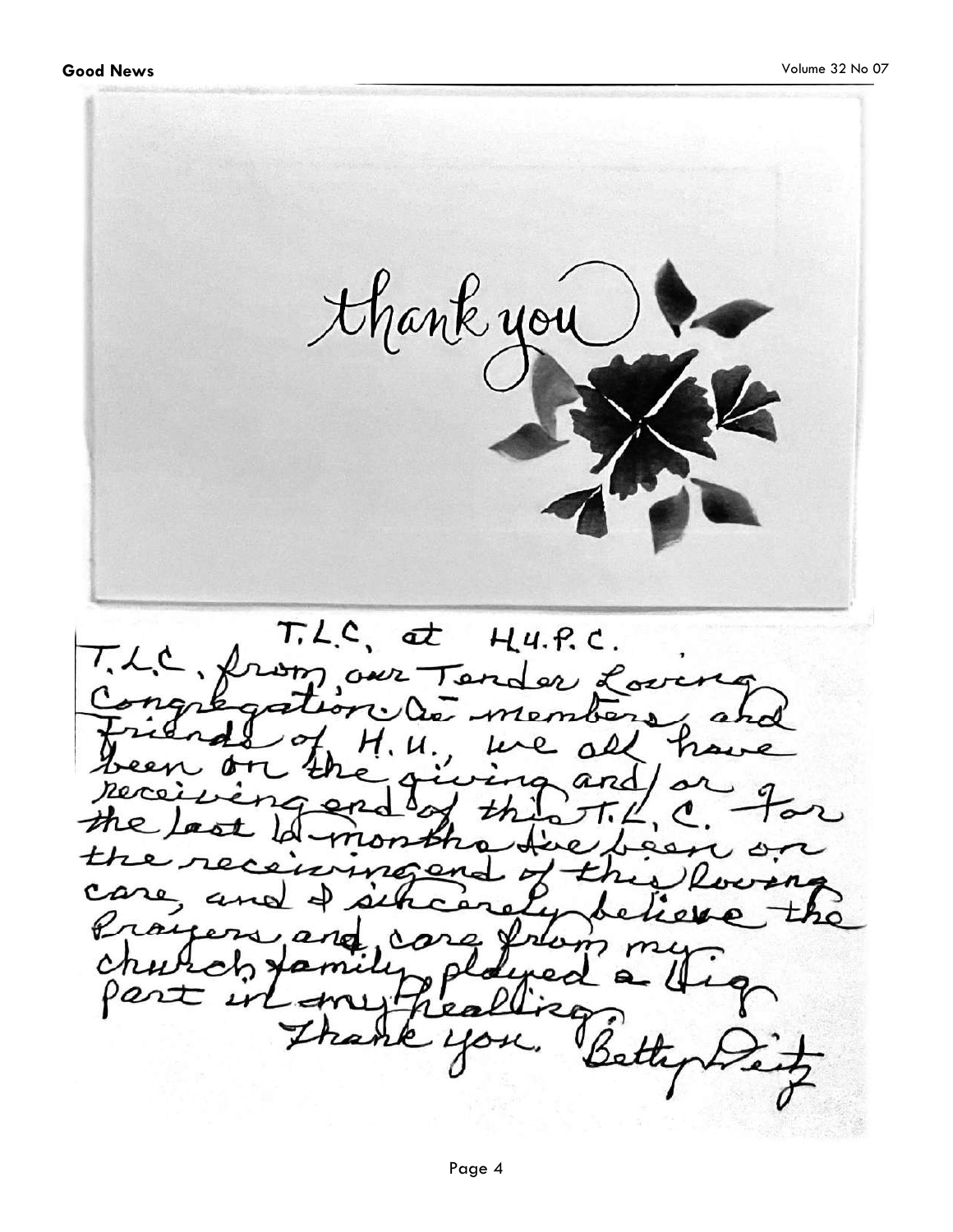thank you

T.L.C. at H.U.P.C.

T.L.C. from our Tender Loving Congregation. As members and friends of H.U., we all have been on the giving and/or receiving end of this T.L.C. For the last 10 months I've been on the receiving end of this loving care, and I sincerely believe the prayers and care from my church family played a big part in my healing.

Thank you. Betty Deitz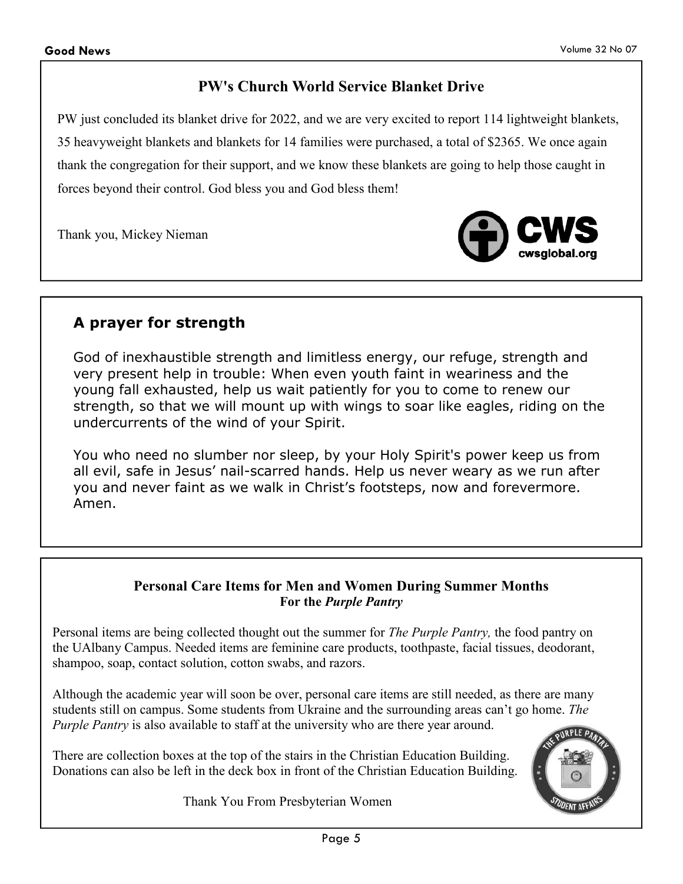## PW's Church World Service Blanket Drive

PW just concluded its blanket drive for 2022, and we are very excited to report 114 lightweight blankets, 35 heavyweight blankets and blankets for 14 families were purchased, a total of $2365. We once again thank the congregation for their support, and we know these blankets are going to help those caught in forces beyond their control. God bless you and God bless them!

Thank you, Mickey Nieman

CWS
cwsglobal.org

## A prayer for strength

God of inexhaustible strength and limitless energy, our refuge, strength and very present help in trouble: When even youth faint in weariness and the young fall exhausted, help us wait patiently for you to come to renew our strength, so that we will mount up with wings to soar like eagles, riding on the undercurrents of the wind of your Spirit.

You who need no slumber nor sleep, by your Holy Spirit's power keep us from all evil, safe in Jesus' nail-scarred hands. Help us never weary as we run after you and never faint as we walk in Christ's footsteps, now and forevermore. Amen.

## Personal Care Items for Men and Women During Summer Months
### For the *Purple Pantry*

Personal items are being collected thought out the summer for *The Purple Pantry,* the food pantry on the UAlbany Campus. Needed items are feminine care products, toothpaste, facial tissues, deodorant, shampoo, soap, contact solution, cotton swabs, and razors.

Although the academic year will soon be over, personal care items are still needed, as there are many students still on campus. Some students from Ukraine and the surrounding areas can't go home. *The Purple Pantry* is also available to staff at the university who are there year around.

There are collection boxes at the top of the stairs in the Christian Education Building. Donations can also be left in the deck box in front of the Christian Education Building.

Thank You From Presbyterian Women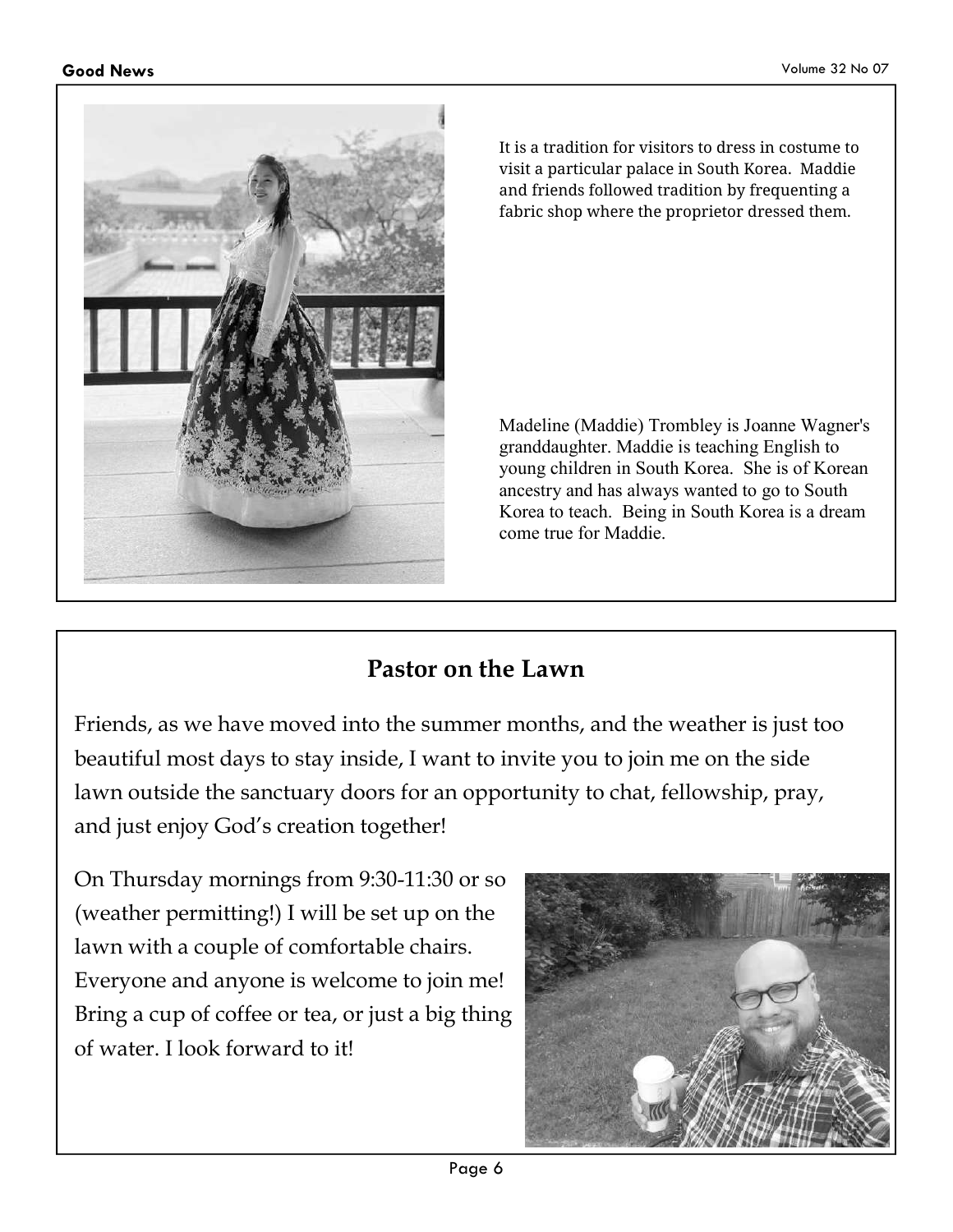It is a tradition for visitors to dress in costume to visit a particular palace in South Korea. Maddie and friends followed tradition by frequenting a fabric shop where the proprietor dressed them.

Madeline (Maddie) Trombley is Joanne Wagner's granddaughter. Maddie is teaching English to young children in South Korea. She is of Korean ancestry and has always wanted to go to South Korea to teach. Being in South Korea is a dream come true for Maddie.

## Pastor on the Lawn

Friends, as we have moved into the summer months, and the weather is just too beautiful most days to stay inside, I want to invite you to join me on the side lawn outside the sanctuary doors for an opportunity to chat, fellowship, pray, and just enjoy God's creation together!

On Thursday mornings from 9:30-11:30 or so (weather permitting!) I will be set up on the lawn with a couple of comfortable chairs. Everyone and anyone is welcome to join me! Bring a cup of coffee or tea, or just a big thing of water. I look forward to it!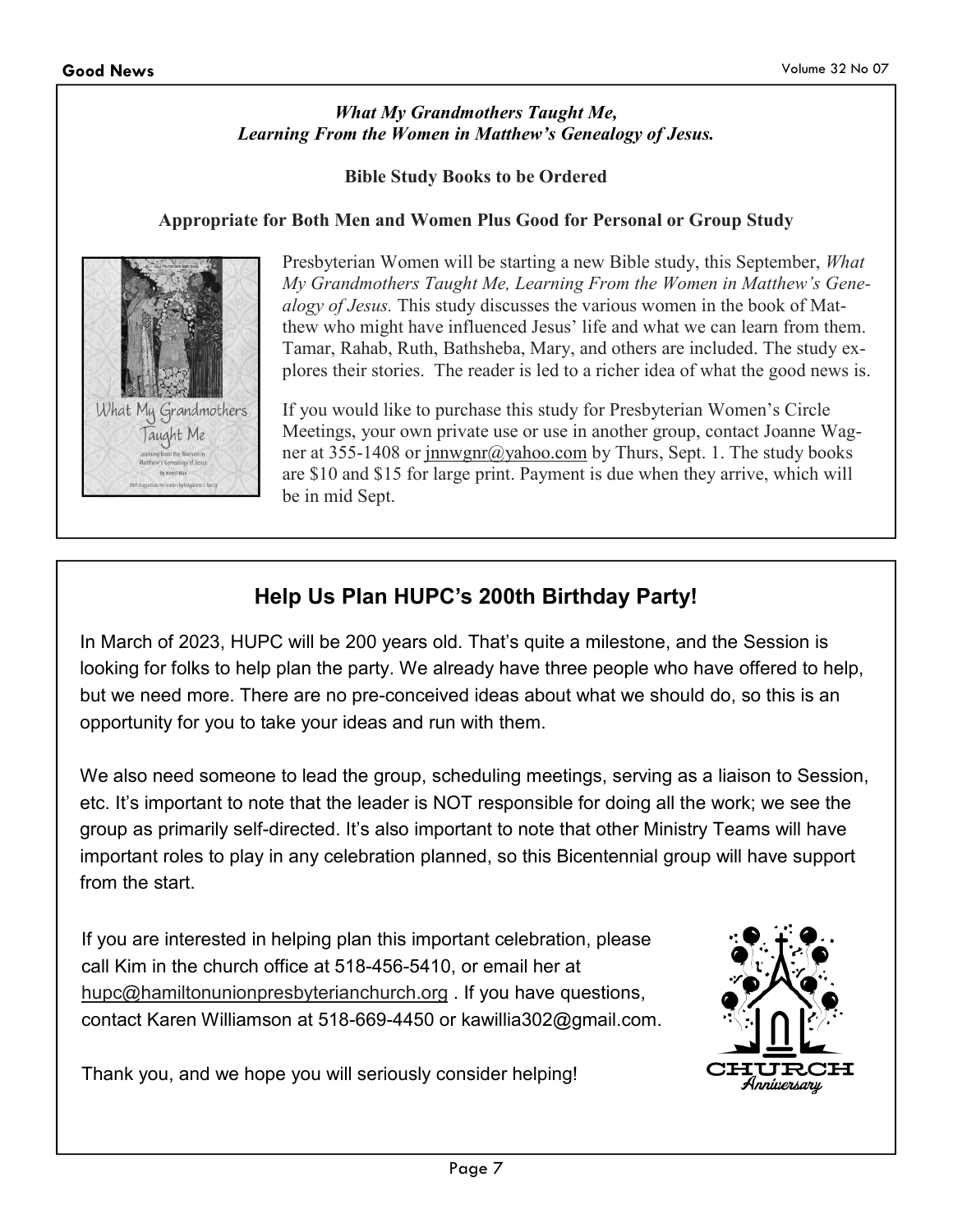***What My Grandmothers Taught Me,***
***Learning From the Women in Matthew's Genealogy of Jesus.***

**Bible Study Books to be Ordered**

**Appropriate for Both Men and Women Plus Good for Personal or Group Study**

Presbyterian Women will be starting a new Bible study, this September, *What My Grandmothers Taught Me, Learning From the Women in Matthew's Genealogy of Jesus.* This study discusses the various women in the book of Matthew who might have influenced Jesus' life and what we can learn from them. Tamar, Rahab, Ruth, Bathsheba, Mary, and others are included. The study explores their stories. The reader is led to a richer idea of what the good news is.

If you would like to purchase this study for Presbyterian Women's Circle Meetings, your own private use or use in another group, contact Joanne Wagner at 355-1408 or jnnwgnr@yahoo.com by Thurs, Sept. 1. The study books are $10 and $15 for large print. Payment is due when they arrive, which will be in mid Sept.

## Help Us Plan HUPC's 200th Birthday Party!

In March of 2023, HUPC will be 200 years old. That's quite a milestone, and the Session is looking for folks to help plan the party. We already have three people who have offered to help, but we need more. There are no pre-conceived ideas about what we should do, so this is an opportunity for you to take your ideas and run with them.

We also need someone to lead the group, scheduling meetings, serving as a liaison to Session, etc. It's important to note that the leader is NOT responsible for doing all the work; we see the group as primarily self-directed. It's also important to note that other Ministry Teams will have important roles to play in any celebration planned, so this Bicentennial group will have support from the start.

If you are interested in helping plan this important celebration, please call Kim in the church office at 518-456-5410, or email her at hupc@hamiltonunionpresbyterianchurch.org . If you have questions, contact Karen Williamson at 518-669-4450 or kawillia302@gmail.com.

Thank you, and we hope you will seriously consider helping!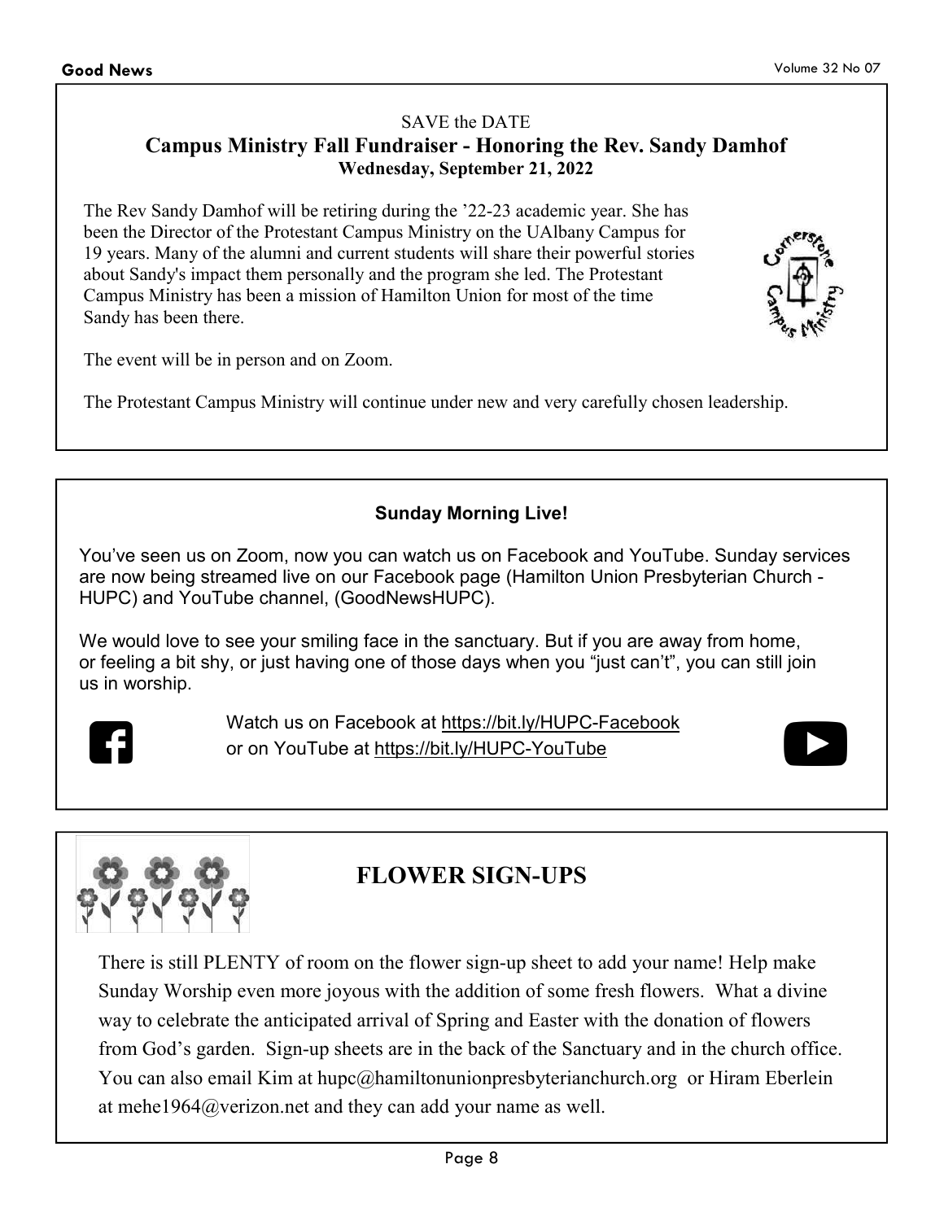SAVE the DATE

## Campus Ministry Fall Fundraiser - Honoring the Rev. Sandy Damhof

**Wednesday, September 21, 2022**

The Rev Sandy Damhof will be retiring during the '22-23 academic year. She has been the Director of the Protestant Campus Ministry on the UAlbany Campus for 19 years. Many of the alumni and current students will share their powerful stories about Sandy's impact them personally and the program she led. The Protestant Campus Ministry has been a mission of Hamilton Union for most of the time Sandy has been there.

The event will be in person and on Zoom.

The Protestant Campus Ministry will continue under new and very carefully chosen leadership.

## Sunday Morning Live!

You've seen us on Zoom, now you can watch us on Facebook and YouTube. Sunday services are now being streamed live on our Facebook page (Hamilton Union Presbyterian Church - HUPC) and YouTube channel, (GoodNewsHUPC).

We would love to see your smiling face in the sanctuary. But if you are away from home, or feeling a bit shy, or just having one of those days when you "just can't", you can still join us in worship.

Watch us on Facebook at https://bit.ly/HUPC-Facebook
or on YouTube at https://bit.ly/HUPC-YouTube

## FLOWER SIGN-UPS

There is still PLENTY of room on the flower sign-up sheet to add your name! Help make Sunday Worship even more joyous with the addition of some fresh flowers. What a divine way to celebrate the anticipated arrival of Spring and Easter with the donation of flowers from God's garden. Sign-up sheets are in the back of the Sanctuary and in the church office. You can also email Kim at hupc@hamiltonunionpresbyterianchurch.org or Hiram Eberlein at mehe1964@verizon.net and they can add your name as well.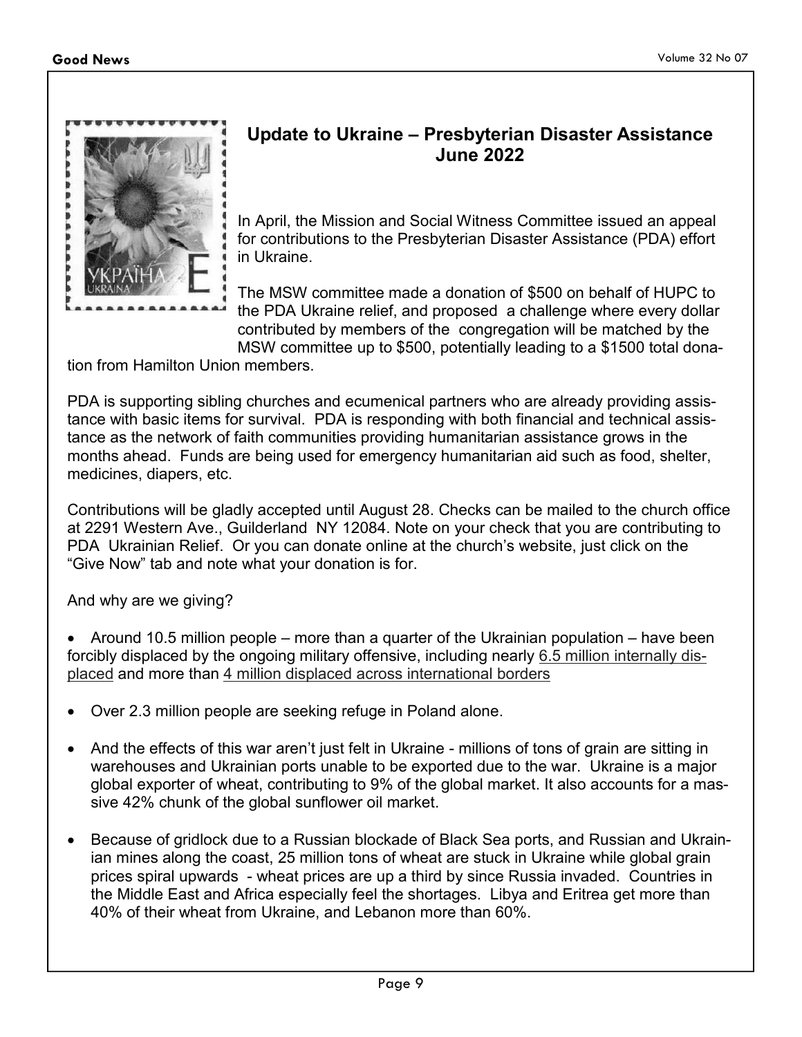## Update to Ukraine – Presbyterian Disaster Assistance June 2022

In April, the Mission and Social Witness Committee issued an appeal for contributions to the Presbyterian Disaster Assistance (PDA) effort in Ukraine.

The MSW committee made a donation of $500 on behalf of HUPC to the PDA Ukraine relief, and proposed a challenge where every dollar contributed by members of the congregation will be matched by the MSW committee up to $500, potentially leading to a $1500 total donation from Hamilton Union members.

PDA is supporting sibling churches and ecumenical partners who are already providing assistance with basic items for survival. PDA is responding with both financial and technical assistance as the network of faith communities providing humanitarian assistance grows in the months ahead. Funds are being used for emergency humanitarian aid such as food, shelter, medicines, diapers, etc.

Contributions will be gladly accepted until August 28. Checks can be mailed to the church office at 2291 Western Ave., Guilderland NY 12084. Note on your check that you are contributing to PDA Ukrainian Relief. Or you can donate online at the church's website, just click on the "Give Now" tab and note what your donation is for.

And why are we giving?

- Around 10.5 million people – more than a quarter of the Ukrainian population – have been forcibly displaced by the ongoing military offensive, including nearly 6.5 million internally displaced and more than 4 million displaced across international borders
- Over 2.3 million people are seeking refuge in Poland alone.
- And the effects of this war aren't just felt in Ukraine - millions of tons of grain are sitting in warehouses and Ukrainian ports unable to be exported due to the war. Ukraine is a major global exporter of wheat, contributing to 9% of the global market. It also accounts for a massive 42% chunk of the global sunflower oil market.
- Because of gridlock due to a Russian blockade of Black Sea ports, and Russian and Ukrainian mines along the coast, 25 million tons of wheat are stuck in Ukraine while global grain prices spiral upwards - wheat prices are up a third by since Russia invaded. Countries in the Middle East and Africa especially feel the shortages. Libya and Eritrea get more than 40% of their wheat from Ukraine, and Lebanon more than 60%.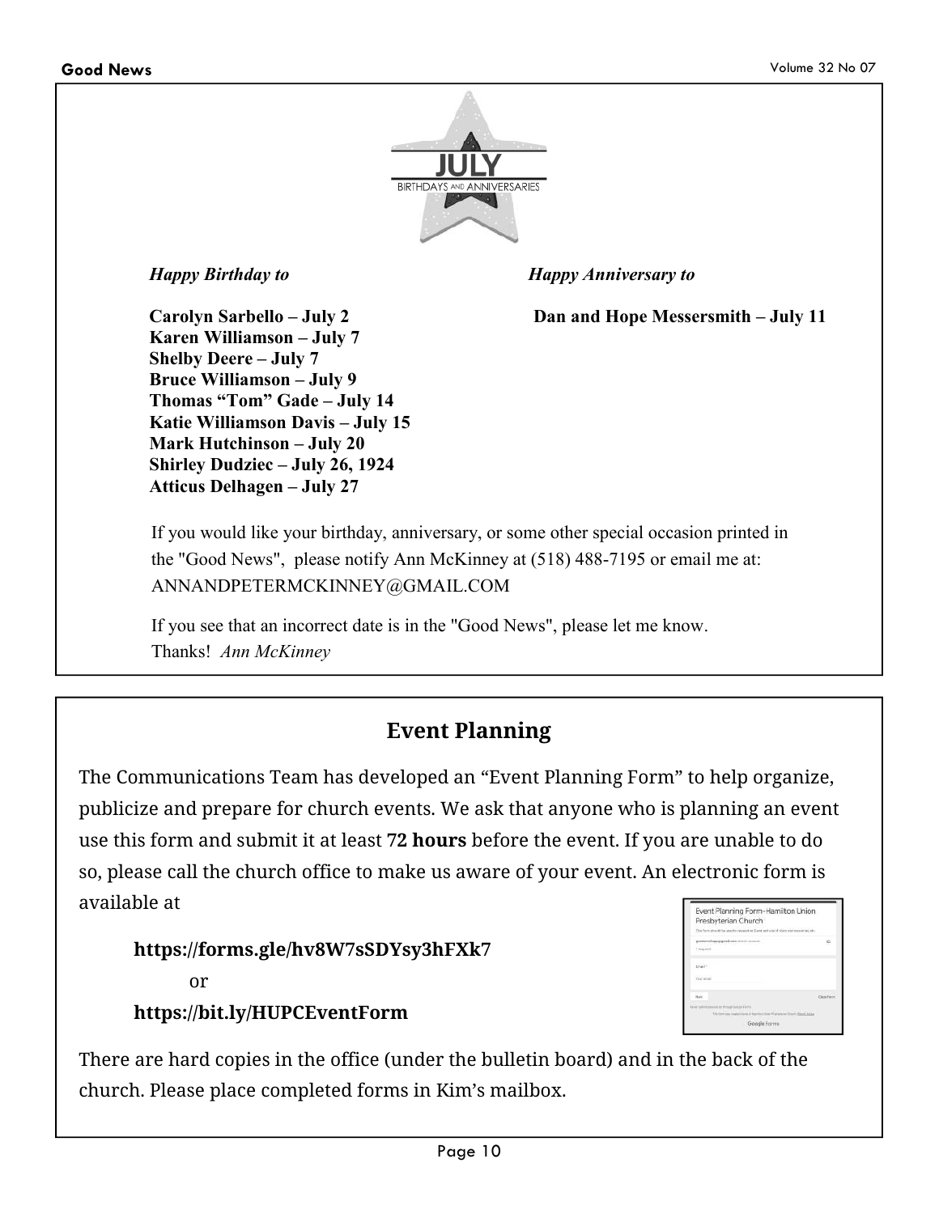## JULY

BIRTHDAYS AND ANNIVERSARIES

*Happy Birthday to*

**Carolyn Sarbello – July 2**
**Karen Williamson – July 7**
**Shelby Deere – July 7**
**Bruce Williamson – July 9**
**Thomas "Tom" Gade – July 14**
**Katie Williamson Davis – July 15**
**Mark Hutchinson – July 20**
**Shirley Dudziec – July 26, 1924**
**Atticus Delhagen – July 27**

*Happy Anniversary to*

**Dan and Hope Messersmith – July 11**

If you would like your birthday, anniversary, or some other special occasion printed in the "Good News", please notify Ann McKinney at (518) 488-7195 or email me at: ANNANDPETERMCKINNEY@GMAIL.COM

If you see that an incorrect date is in the "Good News", please let me know. Thanks! *Ann McKinney*

## Event Planning

The Communications Team has developed an "Event Planning Form" to help organize, publicize and prepare for church events. We ask that anyone who is planning an event use this form and submit it at least **72 hours** before the event. If you are unable to do so, please call the church office to make us aware of your event. An electronic form is available at

**https://forms.gle/hv8W7sSDYsy3hFXk7**

or

**https://bit.ly/HUPCEventForm**

There are hard copies in the office (under the bulletin board) and in the back of the church. Please place completed forms in Kim's mailbox.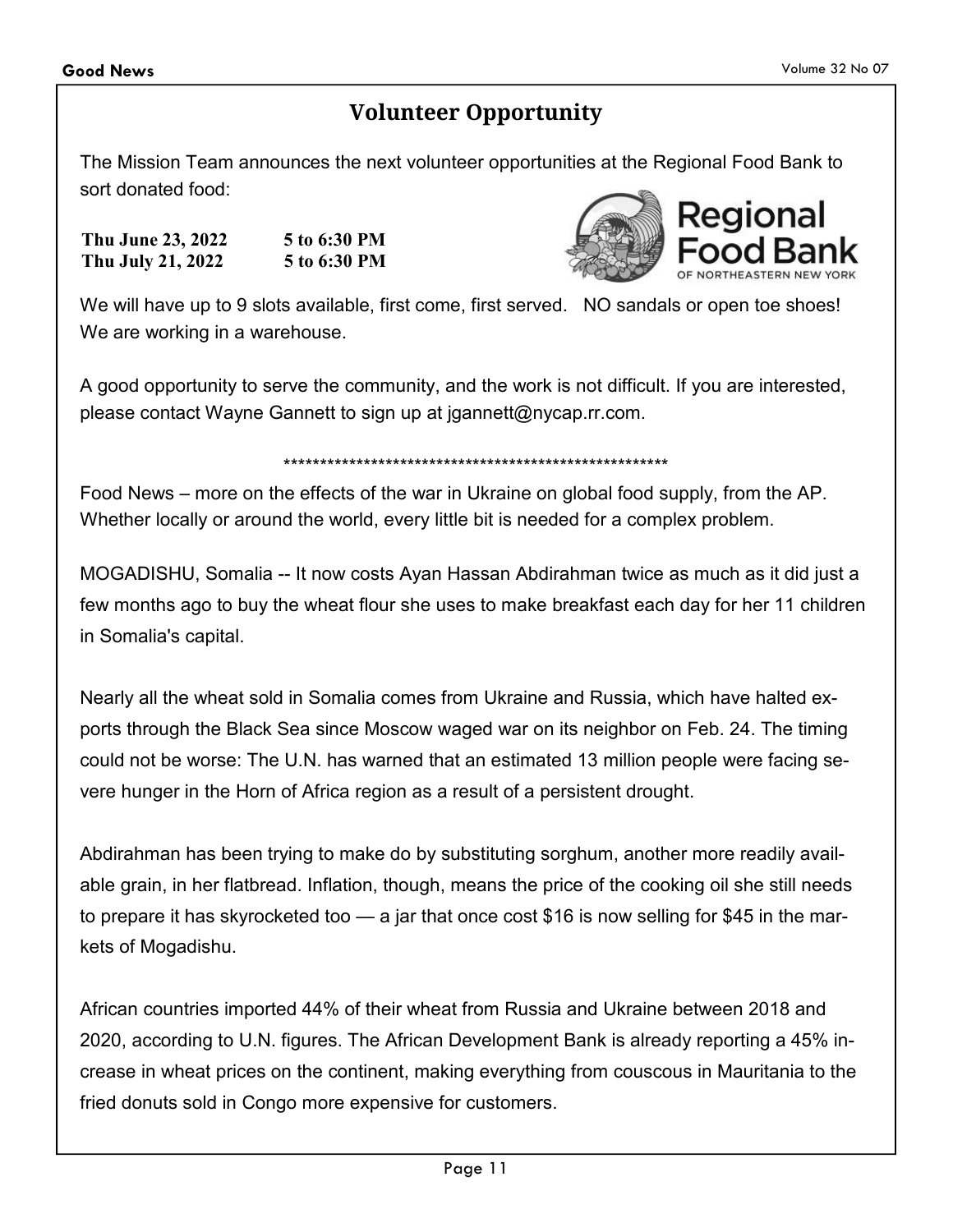## Volunteer Opportunity

The Mission Team announces the next volunteer opportunities at the Regional Food Bank to sort donated food:

**Thu June 23, 2022 5 to 6:30 PM**
**Thu July 21, 2022 5 to 6:30 PM**

We will have up to 9 slots available, first come, first served. NO sandals or open toe shoes! We are working in a warehouse.

A good opportunity to serve the community, and the work is not difficult. If you are interested, please contact Wayne Gannett to sign up at jgannett@nycap.rr.com.

*******************************************************

Food News – more on the effects of the war in Ukraine on global food supply, from the AP. Whether locally or around the world, every little bit is needed for a complex problem.

MOGADISHU, Somalia -- It now costs Ayan Hassan Abdirahman twice as much as it did just a few months ago to buy the wheat flour she uses to make breakfast each day for her 11 children in Somalia's capital.

Nearly all the wheat sold in Somalia comes from Ukraine and Russia, which have halted exports through the Black Sea since Moscow waged war on its neighbor on Feb. 24. The timing could not be worse: The U.N. has warned that an estimated 13 million people were facing severe hunger in the Horn of Africa region as a result of a persistent drought.

Abdirahman has been trying to make do by substituting sorghum, another more readily available grain, in her flatbread. Inflation, though, means the price of the cooking oil she still needs to prepare it has skyrocketed too — a jar that once cost $16 is now selling for $45 in the markets of Mogadishu.

African countries imported 44% of their wheat from Russia and Ukraine between 2018 and 2020, according to U.N. figures. The African Development Bank is already reporting a 45% increase in wheat prices on the continent, making everything from couscous in Mauritania to the fried donuts sold in Congo more expensive for customers.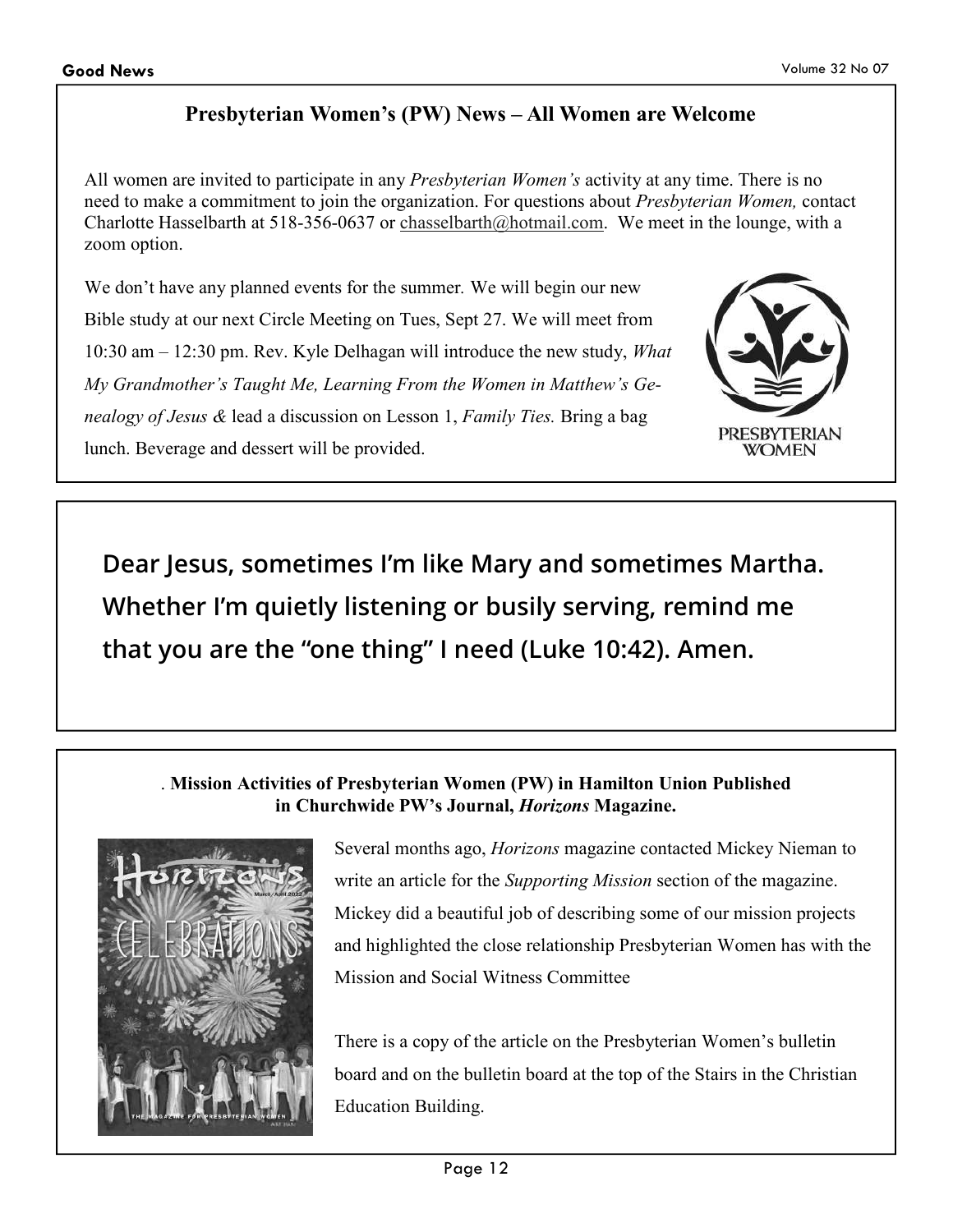## Presbyterian Women's (PW) News – All Women are Welcome

All women are invited to participate in any *Presbyterian Women's* activity at any time. There is no need to make a commitment to join the organization. For questions about *Presbyterian Women,* contact Charlotte Hasselbarth at 518-356-0637 or chasselbarth@hotmail.com. We meet in the lounge, with a zoom option.

We don't have any planned events for the summer. We will begin our new Bible study at our next Circle Meeting on Tues, Sept 27. We will meet from 10:30 am – 12:30 pm. Rev. Kyle Delhagan will introduce the new study, *What My Grandmother's Taught Me, Learning From the Women in Matthew's Genealogy of Jesus &* lead a discussion on Lesson 1, *Family Ties.* Bring a bag lunch. Beverage and dessert will be provided.

PRESBYTERIAN WOMEN

**Dear Jesus, sometimes I'm like Mary and sometimes Martha. Whether I'm quietly listening or busily serving, remind me that you are the "one thing" I need (Luke 10:42). Amen.**

. **Mission Activities of Presbyterian Women (PW) in Hamilton Union Published in Churchwide PW's Journal, *Horizons* Magazine.**

Several months ago, *Horizons* magazine contacted Mickey Nieman to write an article for the *Supporting Mission* section of the magazine. Mickey did a beautiful job of describing some of our mission projects and highlighted the close relationship Presbyterian Women has with the Mission and Social Witness Committee

There is a copy of the article on the Presbyterian Women's bulletin board and on the bulletin board at the top of the Stairs in the Christian Education Building.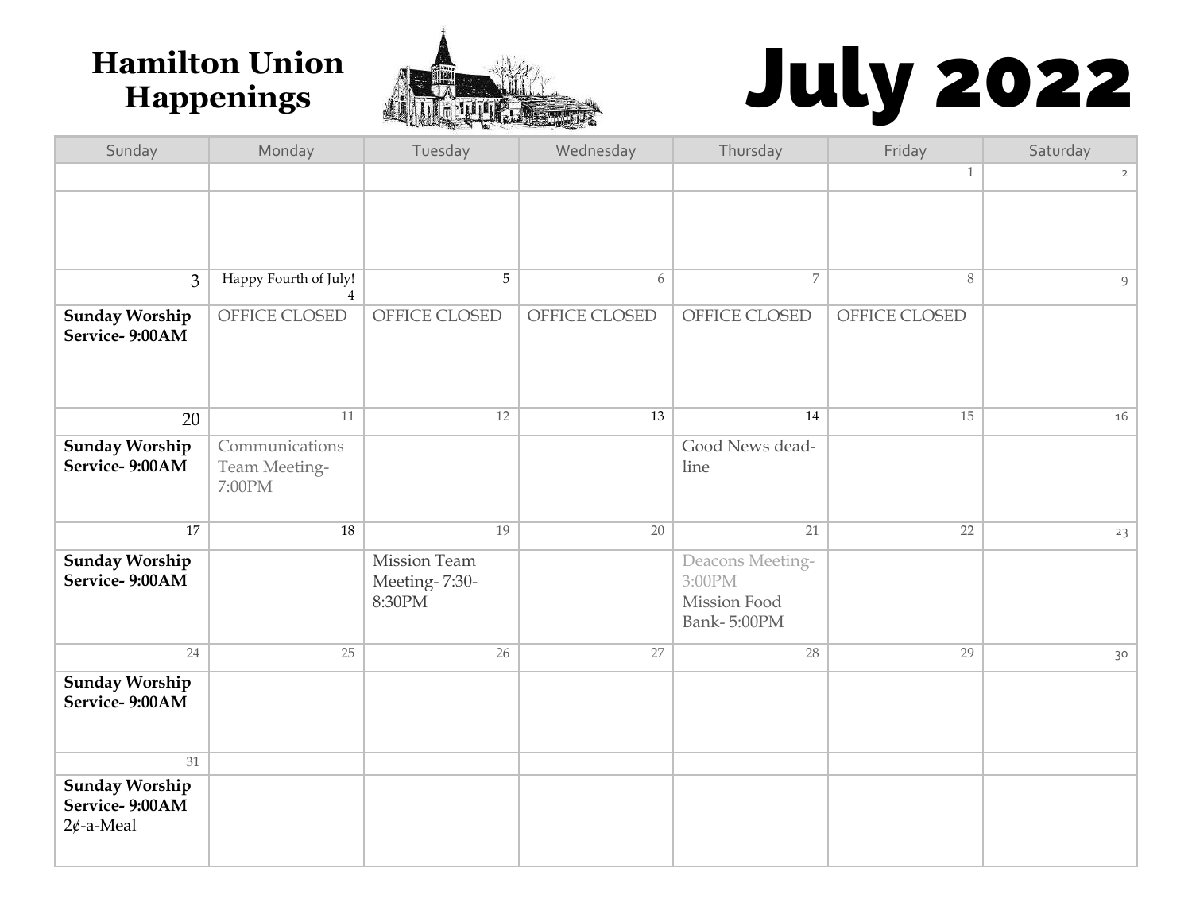# Hamilton Union Happenings

# July 2022

| Sunday | Monday | Tuesday | Wednesday | Thursday | Friday | Saturday |
|---|---|---|---|---|---|---|
| | | | | | 1 | 2 |
| | | | | | | |
| 3 | Happy Fourth of July! 4 | 5 | 6 | 7 | 8 | 9 |
| **Sunday Worship Service- 9:00AM** | OFFICE CLOSED | OFFICE CLOSED | OFFICE CLOSED | OFFICE CLOSED | OFFICE CLOSED | |
| 20 | 11 | 12 | 13 | 14 | 15 | 16 |
| **Sunday Worship Service- 9:00AM** | Communications Team Meeting- 7:00PM | | | Good News dead-line | | |
| 17 | 18 | 19 | 20 | 21 | 22 | 23 |
| **Sunday Worship Service- 9:00AM** | | Mission Team Meeting- 7:30-8:30PM | | Deacons Meeting- 3:00PM<br>Mission Food Bank- 5:00PM | | |
| 24 | 25 | 26 | 27 | 28 | 29 | 30 |
| **Sunday Worship Service- 9:00AM** | | | | | | |
| 31 | | | | | | |
| **Sunday Worship Service- 9:00AM**<br>2¢-a-Meal | | | | | | |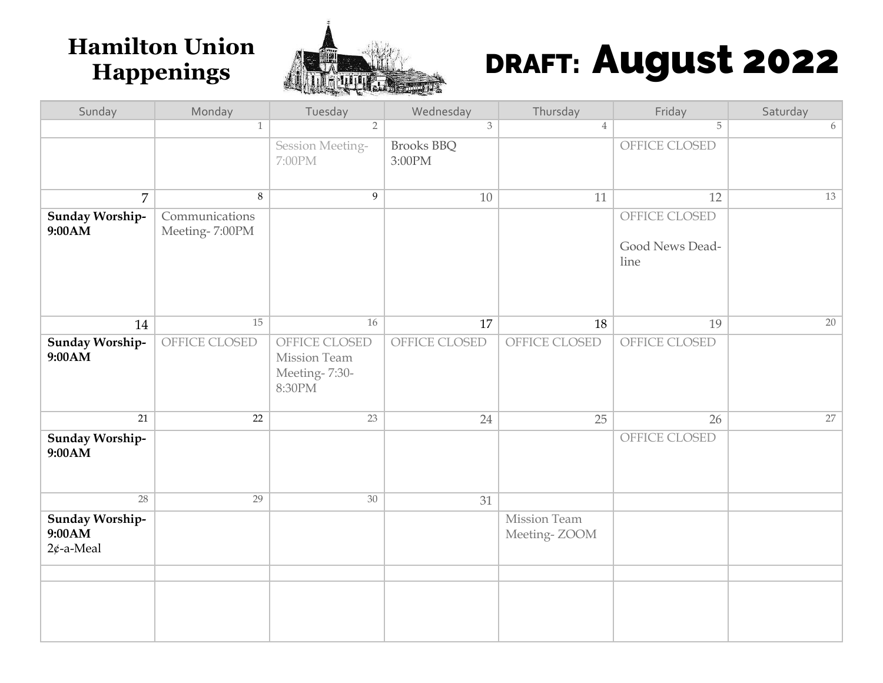# Hamilton Union Happenings

# DRAFT: August 2022

| Sunday | Monday | Tuesday | Wednesday | Thursday | Friday | Saturday |
|---|---|---|---|---|---|---|
| | 1 | 2 | 3 | 4 | 5 | 6 |
| | | Session Meeting- 7:00PM | Brooks BBQ 3:00PM | | OFFICE CLOSED | |
| 7 | 8 | 9 | 10 | 11 | 12 | 13 |
| **Sunday Worship- 9:00AM** | Communications Meeting- 7:00PM | | | | OFFICE CLOSED<br><br>Good News Dead-line | |
| 14 | 15 | 16 | 17 | 18 | 19 | 20 |
| **Sunday Worship- 9:00AM** | OFFICE CLOSED | OFFICE CLOSED<br>Mission Team Meeting- 7:30-8:30PM | OFFICE CLOSED | OFFICE CLOSED | OFFICE CLOSED | |
| 21 | 22 | 23 | 24 | 25 | 26 | 27 |
| **Sunday Worship- 9:00AM** | | | | | OFFICE CLOSED | |
| 28 | 29 | 30 | 31 | | | |
| **Sunday Worship- 9:00AM**<br>2¢-a-Meal | | | | Mission Team Meeting- ZOOM | | |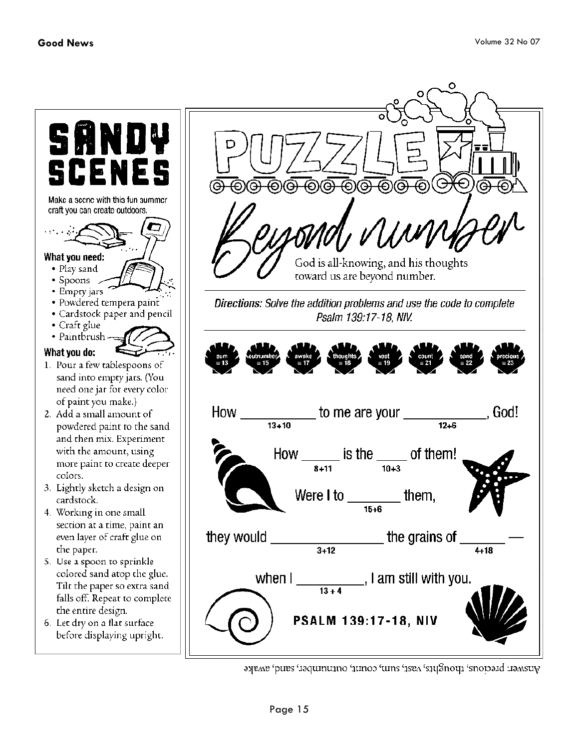# SANDY SCENES

Make a scene with this fun summer craft you can create outdoors.

**What you need:**

- Play sand
- Spoons
- Empty jars
- Powdered tempera paint
- Cardstock paper and pencil
- Craft glue
- Paintbrush

**What you do:**

1. Pour a few tablespoons of sand into empty jars. (You need one jar for every color of paint you make.)
2. Add a small amount of powdered paint to the sand and then mix. Experiment with the amount, using more paint to create deeper colors.
3. Lightly sketch a design on cardstock.
4. Working in one small section at a time, paint an even layer of craft glue on the paper.
5. Use a spoon to sprinkle colored sand atop the glue. Tilt the paper so extra sand falls off. Repeat to complete the entire design.
6. Let dry on a flat surface before displaying upright.

# PUZZLE

## Beyond number

God is all-knowing, and his thoughts toward us are beyond number.

*Directions: Solve the addition problems and use the code to complete Psalm 139:17-18, NIV.*

sum = 13 | outnumber = 15 | awake = 17 | thoughts = 18 | vast = 19 | count = 21 | sand = 22 | precious = 23

How __________ to me are your __________, God!
(13+10) (12+6)

How _____ is the ____ of them!
(8+11) (10+3)

Were I to _______ them,
(15+6)

they would _______________ the grains of ______ —
(3+12) (4+18)

when I _________, I am still with you.
(13 + 4)

**PSALM 139:17-18, NIV**

Answer: precious, thoughts, vast, sum, count, outnumber, sand, awake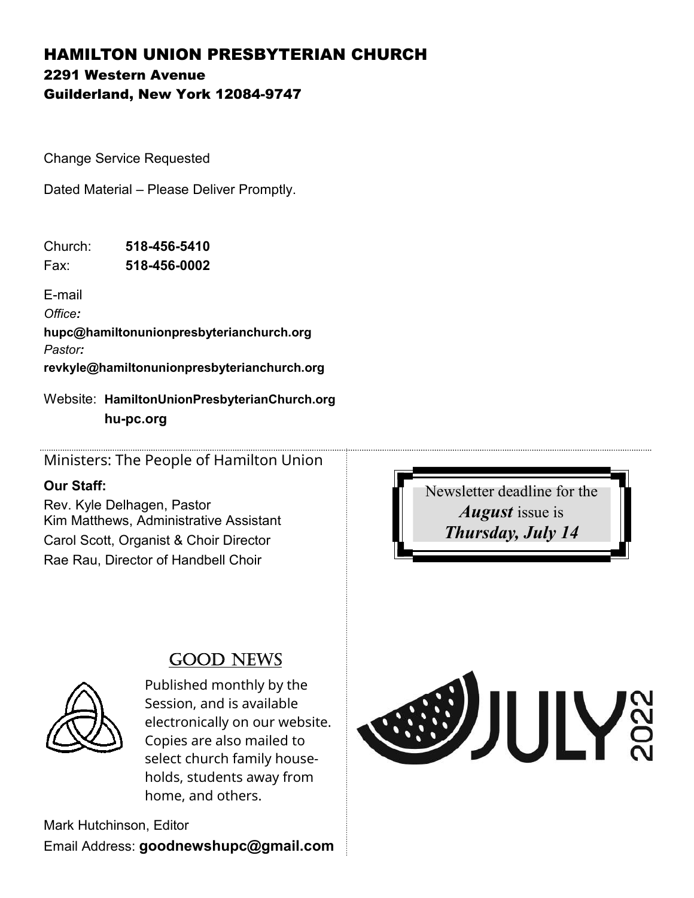## HAMILTON UNION PRESBYTERIAN CHURCH

**2291 Western Avenue**
**Guilderland, New York 12084-9747**

Change Service Requested

Dated Material – Please Deliver Promptly.

Church: **518-456-5410**
Fax: **518-456-0002**

E-mail
*Office:*
**hupc@hamiltonunionpresbyterianchurch.org**
*Pastor:*
**revkyle@hamiltonunionpresbyterianchurch.org**

Website: **HamiltonUnionPresbyterianChurch.org**
**hu-pc.org**

Ministers: The People of Hamilton Union

**Our Staff:**
Rev. Kyle Delhagen, Pastor
Kim Matthews, Administrative Assistant
Carol Scott, Organist & Choir Director
Rae Rau, Director of Handbell Choir

Newsletter deadline for the ***August*** issue is ***Thursday, July 14***

## GOOD NEWS

Published monthly by the Session, and is available electronically on our website. Copies are also mailed to select church family households, students away from home, and others.

Mark Hutchinson, Editor
Email Address: **goodnewshupc@gmail.com**

JULY 2022